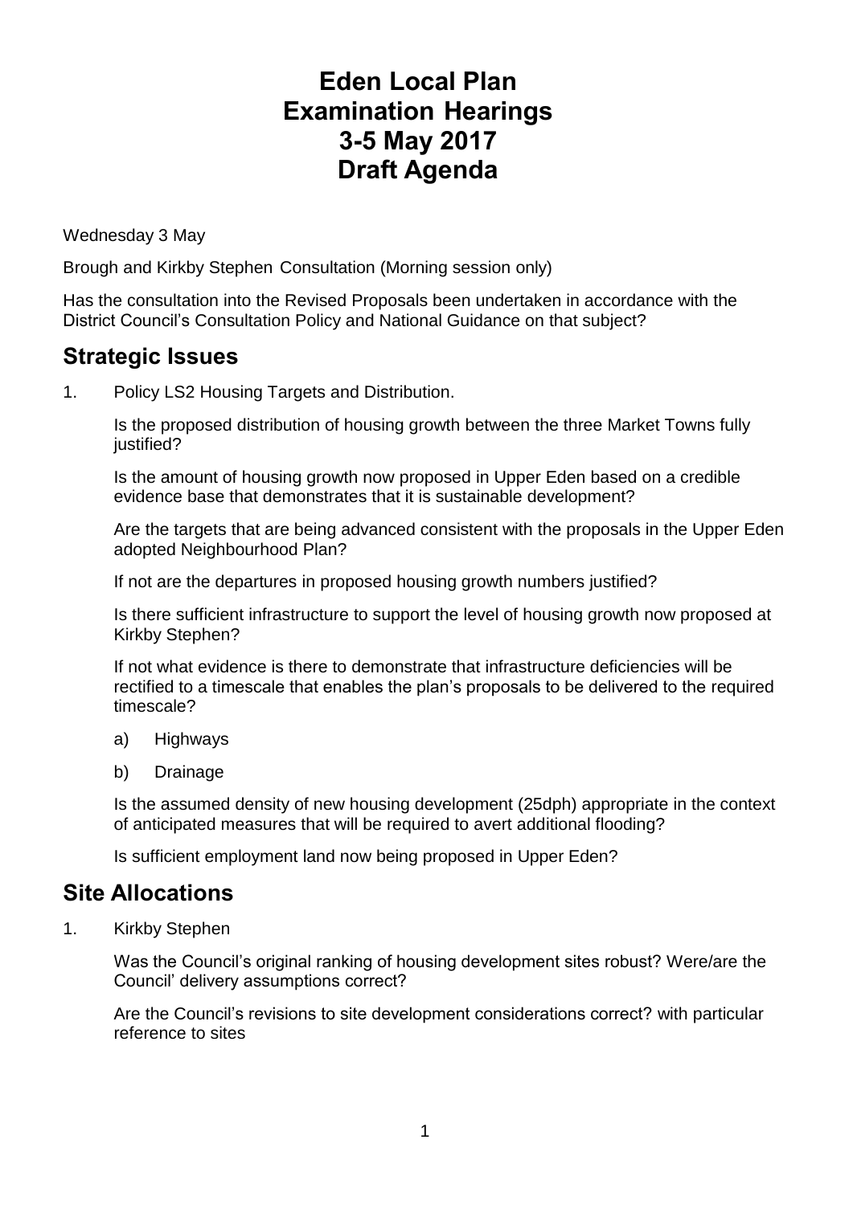# Eden Local Plan
# Examination Hearings
# 3-5 May 2017
# Draft Agenda

Wednesday 3 May

Brough and Kirkby Stephen Consultation (Morning session only)

Has the consultation into the Revised Proposals been undertaken in accordance with the District Council's Consultation Policy and National Guidance on that subject?

## Strategic Issues

1. Policy LS2 Housing Targets and Distribution.

   Is the proposed distribution of housing growth between the three Market Towns fully justified?

   Is the amount of housing growth now proposed in Upper Eden based on a credible evidence base that demonstrates that it is sustainable development?

   Are the targets that are being advanced consistent with the proposals in the Upper Eden adopted Neighbourhood Plan?

   If not are the departures in proposed housing growth numbers justified?

   Is there sufficient infrastructure to support the level of housing growth now proposed at Kirkby Stephen?

   If not what evidence is there to demonstrate that infrastructure deficiencies will be rectified to a timescale that enables the plan's proposals to be delivered to the required timescale?

   a) Highways

   b) Drainage

   Is the assumed density of new housing development (25dph) appropriate in the context of anticipated measures that will be required to avert additional flooding?

   Is sufficient employment land now being proposed in Upper Eden?

## Site Allocations

1. Kirkby Stephen

   Was the Council's original ranking of housing development sites robust? Were/are the Council' delivery assumptions correct?

   Are the Council's revisions to site development considerations correct? with particular reference to sites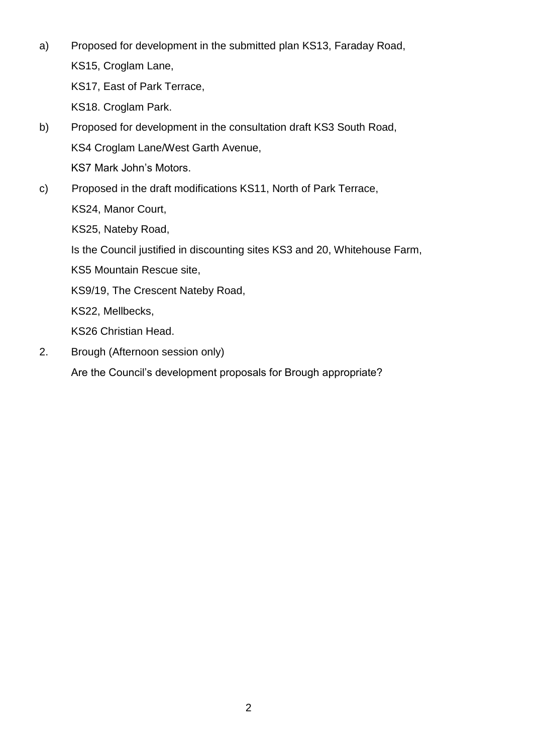a) Proposed for development in the submitted plan KS13, Faraday Road,
KS15, Croglam Lane,
KS17, East of Park Terrace,
KS18. Croglam Park.

b) Proposed for development in the consultation draft KS3 South Road,
KS4 Croglam Lane/West Garth Avenue,
KS7 Mark John's Motors.

c) Proposed in the draft modifications KS11, North of Park Terrace,
KS24, Manor Court,
KS25, Nateby Road,
Is the Council justified in discounting sites KS3 and 20, Whitehouse Farm,
KS5 Mountain Rescue site,
KS9/19, The Crescent Nateby Road,
KS22, Mellbecks,
KS26 Christian Head.

2. Brough (Afternoon session only)
Are the Council's development proposals for Brough appropriate?